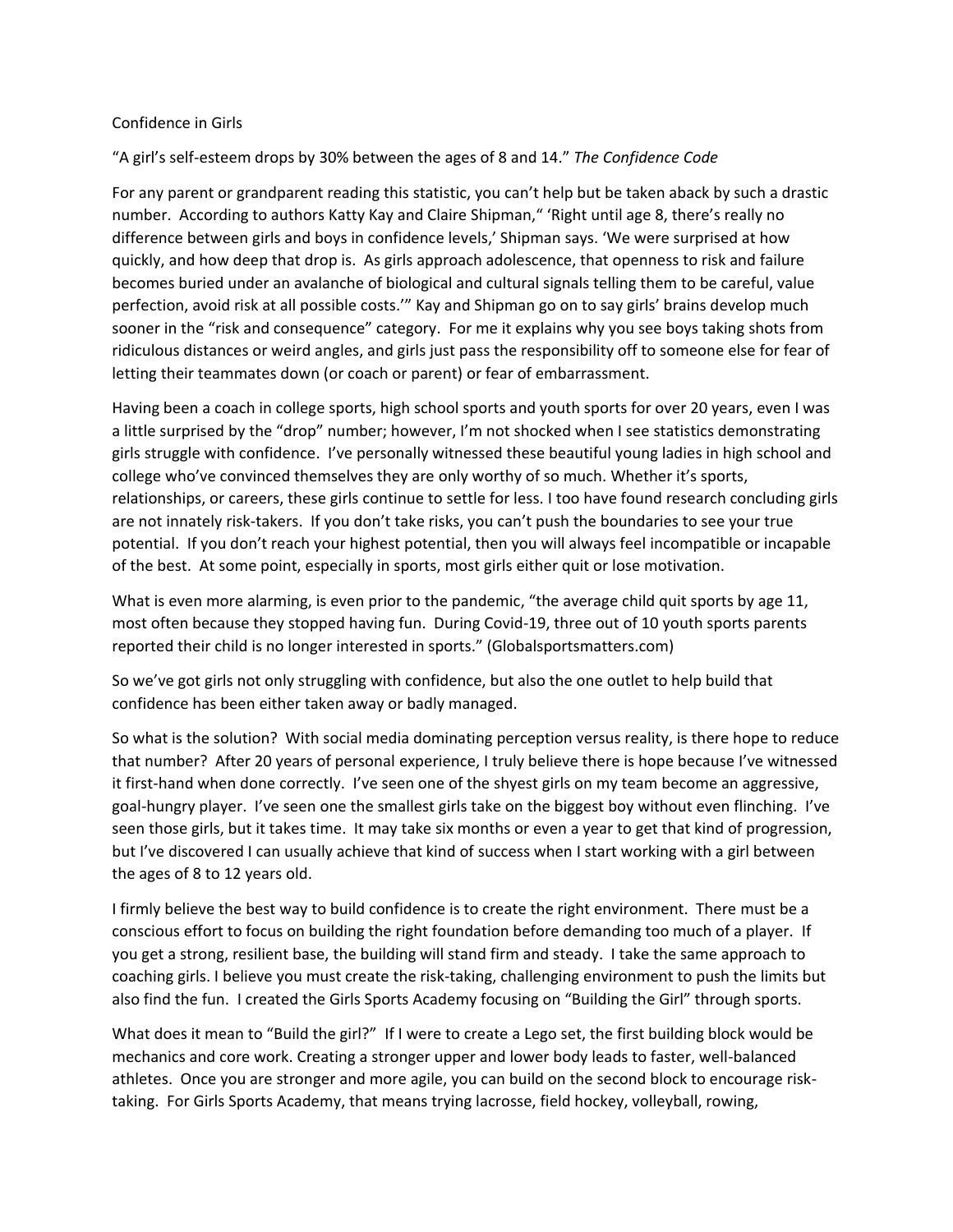# Confidence in Girls

"A girl's self-esteem drops by 30% between the ages of 8 and 14." *The Confidence Code*

For any parent or grandparent reading this statistic, you can't help but be taken aback by such a drastic number. According to authors Katty Kay and Claire Shipman," 'Right until age 8, there's really no difference between girls and boys in confidence levels,' Shipman says. 'We were surprised at how quickly, and how deep that drop is. As girls approach adolescence, that openness to risk and failure becomes buried under an avalanche of biological and cultural signals telling them to be careful, value perfection, avoid risk at all possible costs.'" Kay and Shipman go on to say girls' brains develop much sooner in the "risk and consequence" category. For me it explains why you see boys taking shots from ridiculous distances or weird angles, and girls just pass the responsibility off to someone else for fear of letting their teammates down (or coach or parent) or fear of embarrassment.

Having been a coach in college sports, high school sports and youth sports for over 20 years, even I was a little surprised by the "drop" number; however, I'm not shocked when I see statistics demonstrating girls struggle with confidence. I've personally witnessed these beautiful young ladies in high school and college who've convinced themselves they are only worthy of so much. Whether it's sports, relationships, or careers, these girls continue to settle for less. I too have found research concluding girls are not innately risk-takers. If you don't take risks, you can't push the boundaries to see your true potential. If you don't reach your highest potential, then you will always feel incompatible or incapable of the best. At some point, especially in sports, most girls either quit or lose motivation.

What is even more alarming, is even prior to the pandemic, "the average child quit sports by age 11, most often because they stopped having fun. During Covid-19, three out of 10 youth sports parents reported their child is no longer interested in sports." (Globalsportsmatters.com)

So we've got girls not only struggling with confidence, but also the one outlet to help build that confidence has been either taken away or badly managed.

So what is the solution? With social media dominating perception versus reality, is there hope to reduce that number? After 20 years of personal experience, I truly believe there is hope because I've witnessed it first-hand when done correctly. I've seen one of the shyest girls on my team become an aggressive, goal-hungry player. I've seen one the smallest girls take on the biggest boy without even flinching. I've seen those girls, but it takes time. It may take six months or even a year to get that kind of progression, but I've discovered I can usually achieve that kind of success when I start working with a girl between the ages of 8 to 12 years old.

I firmly believe the best way to build confidence is to create the right environment. There must be a conscious effort to focus on building the right foundation before demanding too much of a player. If you get a strong, resilient base, the building will stand firm and steady. I take the same approach to coaching girls. I believe you must create the risk-taking, challenging environment to push the limits but also find the fun. I created the Girls Sports Academy focusing on "Building the Girl" through sports.

What does it mean to "Build the girl?" If I were to create a Lego set, the first building block would be mechanics and core work. Creating a stronger upper and lower body leads to faster, well-balanced athletes. Once you are stronger and more agile, you can build on the second block to encourage risk-taking. For Girls Sports Academy, that means trying lacrosse, field hockey, volleyball, rowing,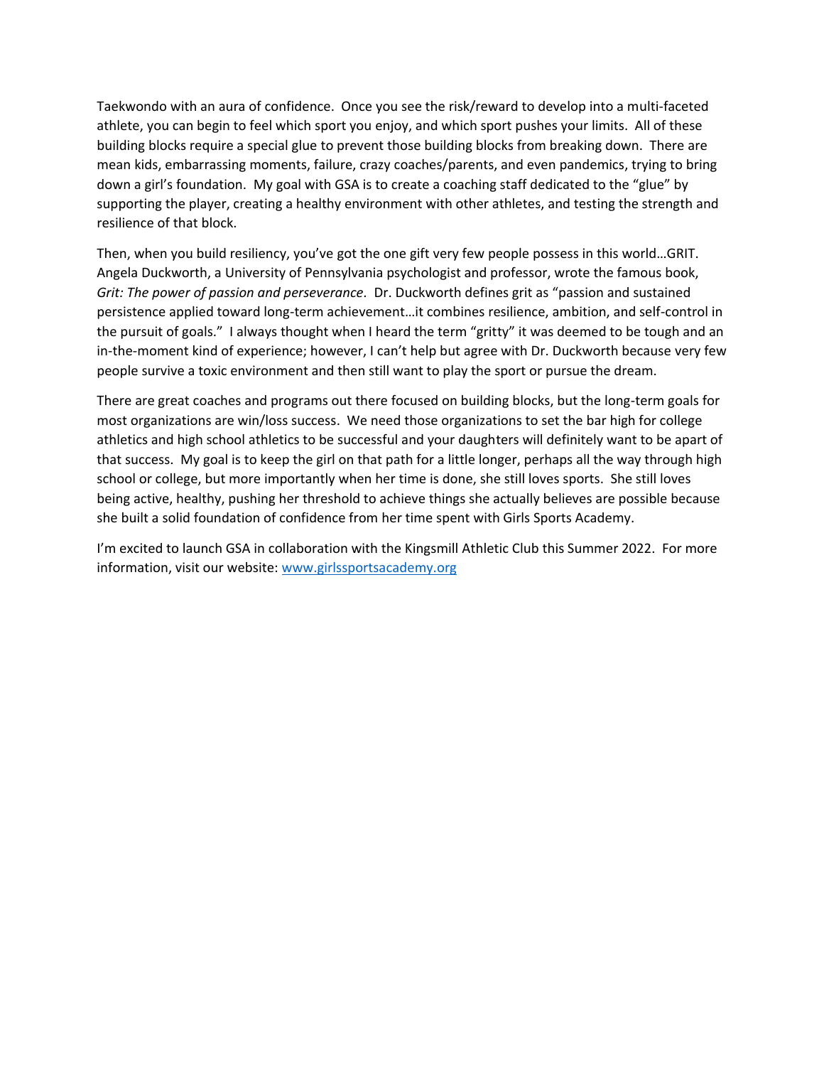Taekwondo with an aura of confidence. Once you see the risk/reward to develop into a multi-faceted athlete, you can begin to feel which sport you enjoy, and which sport pushes your limits. All of these building blocks require a special glue to prevent those building blocks from breaking down. There are mean kids, embarrassing moments, failure, crazy coaches/parents, and even pandemics, trying to bring down a girl's foundation. My goal with GSA is to create a coaching staff dedicated to the "glue" by supporting the player, creating a healthy environment with other athletes, and testing the strength and resilience of that block.

Then, when you build resiliency, you've got the one gift very few people possess in this world…GRIT. Angela Duckworth, a University of Pennsylvania psychologist and professor, wrote the famous book, *Grit: The power of passion and perseverance*. Dr. Duckworth defines grit as "passion and sustained persistence applied toward long-term achievement…it combines resilience, ambition, and self-control in the pursuit of goals." I always thought when I heard the term "gritty" it was deemed to be tough and an in-the-moment kind of experience; however, I can't help but agree with Dr. Duckworth because very few people survive a toxic environment and then still want to play the sport or pursue the dream.

There are great coaches and programs out there focused on building blocks, but the long-term goals for most organizations are win/loss success. We need those organizations to set the bar high for college athletics and high school athletics to be successful and your daughters will definitely want to be apart of that success. My goal is to keep the girl on that path for a little longer, perhaps all the way through high school or college, but more importantly when her time is done, she still loves sports. She still loves being active, healthy, pushing her threshold to achieve things she actually believes are possible because she built a solid foundation of confidence from her time spent with Girls Sports Academy.

I'm excited to launch GSA in collaboration with the Kingsmill Athletic Club this Summer 2022. For more information, visit our website: [www.girlssportsacademy.org](http://www.girlssportsacademy.org)